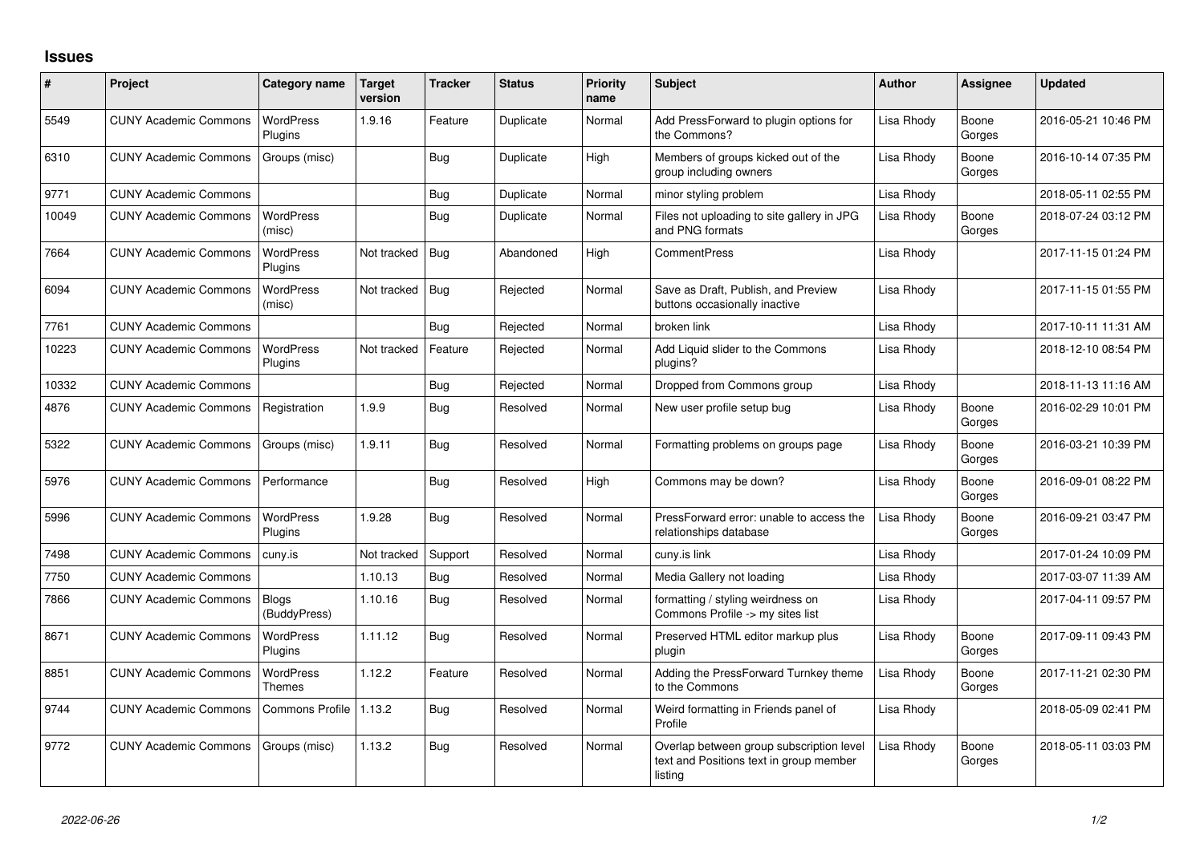# Issues

| # | Project | Category name | Target version | Tracker | Status | Priority name | Subject | Author | Assignee | Updated |
|---|---|---|---|---|---|---|---|---|---|---|
| 5549 | CUNY Academic Commons | WordPress Plugins | 1.9.16 | Feature | Duplicate | Normal | Add PressForward to plugin options for the Commons? | Lisa Rhody | Boone Gorges | 2016-05-21 10:46 PM |
| 6310 | CUNY Academic Commons | Groups (misc) | | Bug | Duplicate | High | Members of groups kicked out of the group including owners | Lisa Rhody | Boone Gorges | 2016-10-14 07:35 PM |
| 9771 | CUNY Academic Commons | | | Bug | Duplicate | Normal | minor styling problem | Lisa Rhody | | 2018-05-11 02:55 PM |
| 10049 | CUNY Academic Commons | WordPress (misc) | | Bug | Duplicate | Normal | Files not uploading to site gallery in JPG and PNG formats | Lisa Rhody | Boone Gorges | 2018-07-24 03:12 PM |
| 7664 | CUNY Academic Commons | WordPress Plugins | Not tracked | Bug | Abandoned | High | CommentPress | Lisa Rhody | | 2017-11-15 01:24 PM |
| 6094 | CUNY Academic Commons | WordPress (misc) | Not tracked | Bug | Rejected | Normal | Save as Draft, Publish, and Preview buttons occasionally inactive | Lisa Rhody | | 2017-11-15 01:55 PM |
| 7761 | CUNY Academic Commons | | | Bug | Rejected | Normal | broken link | Lisa Rhody | | 2017-10-11 11:31 AM |
| 10223 | CUNY Academic Commons | WordPress Plugins | Not tracked | Feature | Rejected | Normal | Add Liquid slider to the Commons plugins? | Lisa Rhody | | 2018-12-10 08:54 PM |
| 10332 | CUNY Academic Commons | | | Bug | Rejected | Normal | Dropped from Commons group | Lisa Rhody | | 2018-11-13 11:16 AM |
| 4876 | CUNY Academic Commons | Registration | 1.9.9 | Bug | Resolved | Normal | New user profile setup bug | Lisa Rhody | Boone Gorges | 2016-02-29 10:01 PM |
| 5322 | CUNY Academic Commons | Groups (misc) | 1.9.11 | Bug | Resolved | Normal | Formatting problems on groups page | Lisa Rhody | Boone Gorges | 2016-03-21 10:39 PM |
| 5976 | CUNY Academic Commons | Performance | | Bug | Resolved | High | Commons may be down? | Lisa Rhody | Boone Gorges | 2016-09-01 08:22 PM |
| 5996 | CUNY Academic Commons | WordPress Plugins | 1.9.28 | Bug | Resolved | Normal | PressForward error: unable to access the relationships database | Lisa Rhody | Boone Gorges | 2016-09-21 03:47 PM |
| 7498 | CUNY Academic Commons | cuny.is | Not tracked | Support | Resolved | Normal | cuny.is link | Lisa Rhody | | 2017-01-24 10:09 PM |
| 7750 | CUNY Academic Commons | | 1.10.13 | Bug | Resolved | Normal | Media Gallery not loading | Lisa Rhody | | 2017-03-07 11:39 AM |
| 7866 | CUNY Academic Commons | Blogs (BuddyPress) | 1.10.16 | Bug | Resolved | Normal | formatting / styling weirdness on Commons Profile -> my sites list | Lisa Rhody | | 2017-04-11 09:57 PM |
| 8671 | CUNY Academic Commons | WordPress Plugins | 1.11.12 | Bug | Resolved | Normal | Preserved HTML editor markup plus plugin | Lisa Rhody | Boone Gorges | 2017-09-11 09:43 PM |
| 8851 | CUNY Academic Commons | WordPress Themes | 1.12.2 | Feature | Resolved | Normal | Adding the PressForward Turnkey theme to the Commons | Lisa Rhody | Boone Gorges | 2017-11-21 02:30 PM |
| 9744 | CUNY Academic Commons | Commons Profile | 1.13.2 | Bug | Resolved | Normal | Weird formatting in Friends panel of Profile | Lisa Rhody | | 2018-05-09 02:41 PM |
| 9772 | CUNY Academic Commons | Groups (misc) | 1.13.2 | Bug | Resolved | Normal | Overlap between group subscription level text and Positions text in group member listing | Lisa Rhody | Boone Gorges | 2018-05-11 03:03 PM |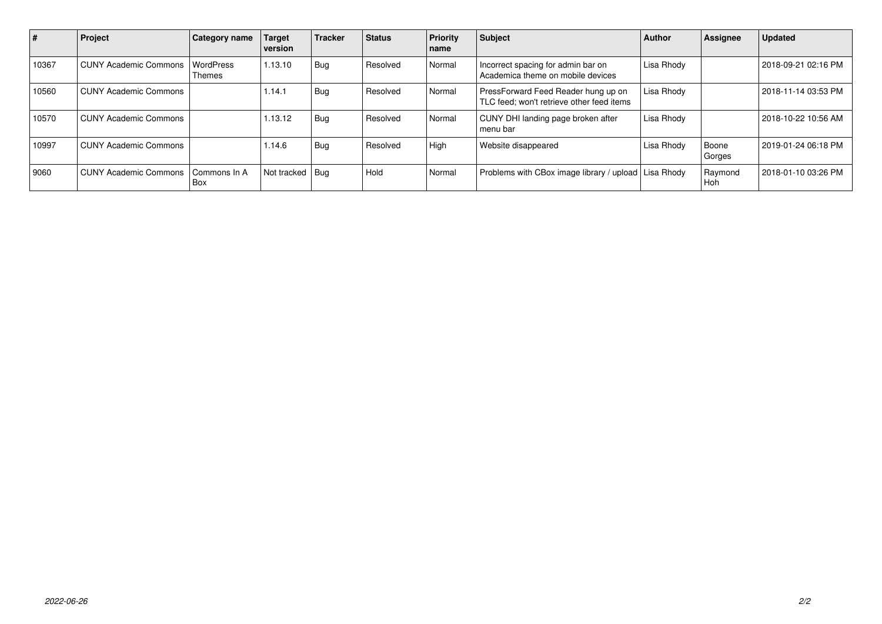| # | Project | Category name | Target version | Tracker | Status | Priority name | Subject | Author | Assignee | Updated |
|---|---|---|---|---|---|---|---|---|---|---|
| 10367 | CUNY Academic Commons | WordPress Themes | 1.13.10 | Bug | Resolved | Normal | Incorrect spacing for admin bar on Academica theme on mobile devices | Lisa Rhody | | 2018-09-21 02:16 PM |
| 10560 | CUNY Academic Commons | | 1.14.1 | Bug | Resolved | Normal | PressForward Feed Reader hung up on TLC feed; won't retrieve other feed items | Lisa Rhody | | 2018-11-14 03:53 PM |
| 10570 | CUNY Academic Commons | | 1.13.12 | Bug | Resolved | Normal | CUNY DHI landing page broken after menu bar | Lisa Rhody | | 2018-10-22 10:56 AM |
| 10997 | CUNY Academic Commons | | 1.14.6 | Bug | Resolved | High | Website disappeared | Lisa Rhody | Boone Gorges | 2019-01-24 06:18 PM |
| 9060 | CUNY Academic Commons | Commons In A Box | Not tracked | Bug | Hold | Normal | Problems with CBox image library / upload | Lisa Rhody | Raymond Hoh | 2018-01-10 03:26 PM |